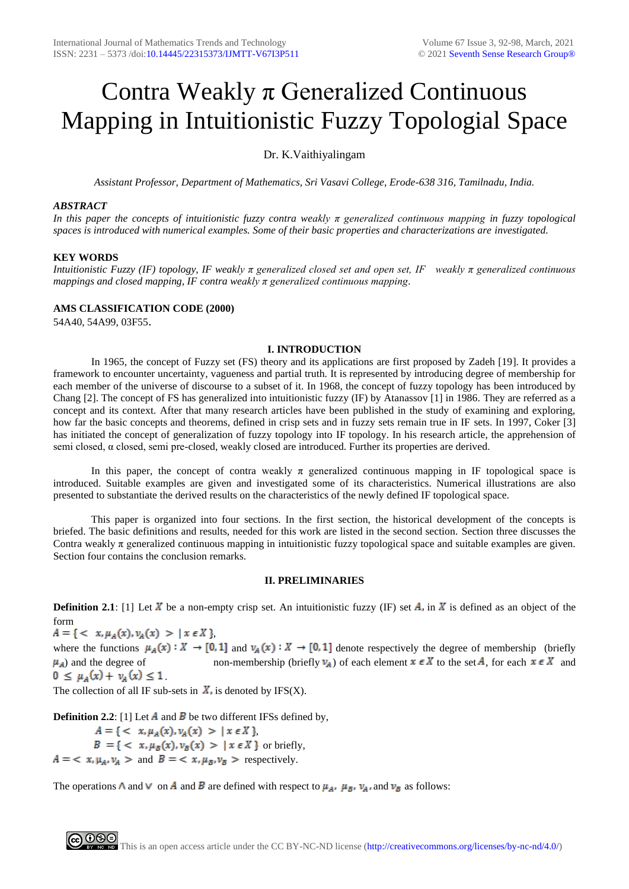# Contra Weakly π Generalized Continuous Mapping in Intuitionistic Fuzzy Topologial Space

Dr. K.Vaithiyalingam

*Assistant Professor, Department of Mathematics, Sri Vasavi College, Erode-638 316, Tamilnadu, India.*

### *ABSTRACT*

*In this paper the concepts of intuitionistic fuzzy contra weakly π generalized continuous mapping in fuzzy topological spaces is introduced with numerical examples. Some of their basic properties and characterizations are investigated.*

### KEY WORDS

*Intuitionistic Fuzzy (IF) topology, IF weakly π generalized closed set and open set, IF weakly π generalized continuous mappings and closed mapping, IF contra weakly π generalized continuous mapping.*

### AMS CLASSIFICATION CODE (2000)

54A40, 54A99, 03F55.

## I. INTRODUCTION

In 1965, the concept of Fuzzy set (FS) theory and its applications are first proposed by Zadeh [19]. It provides a framework to encounter uncertainty, vagueness and partial truth. It is represented by introducing degree of membership for each member of the universe of discourse to a subset of it. In 1968, the concept of fuzzy topology has been introduced by Chang [2]. The concept of FS has generalized into intuitionistic fuzzy (IF) by Atanassov [1] in 1986. They are referred as a concept and its context. After that many research articles have been published in the study of examining and exploring, how far the basic concepts and theorems, defined in crisp sets and in fuzzy sets remain true in IF sets. In 1997, Coker [3] has initiated the concept of generalization of fuzzy topology into IF topology. In his research article, the apprehension of semi closed, α closed, semi pre-closed, weakly closed are introduced. Further its properties are derived.

In this paper, the concept of contra weakly π generalized continuous mapping in IF topological space is introduced. Suitable examples are given and investigated some of its characteristics. Numerical illustrations are also presented to substantiate the derived results on the characteristics of the newly defined IF topological space.

This paper is organized into four sections. In the first section, the historical development of the concepts is briefed. The basic definitions and results, needed for this work are listed in the second section. Section three discusses the Contra weakly π generalized continuous mapping in intuitionistic fuzzy topological space and suitable examples are given. Section four contains the conclusion remarks.

## II. PRELIMINARIES

**Definition 2.1**: [1] Let $X$ be a non-empty crisp set. An intuitionistic fuzzy (IF) set $A$, in $X$ is defined as an object of the form

$A = \{ < x, \mu_A(x), \nu_A(x) > | x \in X \}$,

where the functions $\mu_A(x) : X \to [0,1]$ and $\nu_A(x) : X \to [0,1]$ denote respectively the degree of membership (briefly $\mu_A$) and the degree of non-membership (briefly $\nu_A$) of each element $x \in X$ to the set $A$, for each $x \in X$ and $0 \le \mu_A(x) + \nu_A(x) \le 1$.

The collection of all IF sub-sets in $X$, is denoted by IFS(X).

**Definition 2.2**: [1] Let $A$ and $B$ be two different IFSs defined by,

$A = \{ < x, \mu_A(x), \nu_A(x) > | x \in X \}$,

$B = \{ < x, \mu_B(x), \nu_B(x) > | x \in X \}$ or briefly,

$A = < x, \mu_A, \nu_A >$ and $B = < x, \mu_B, \nu_B >$ respectively.

The operations $\wedge$ and $\vee$ on $A$ and $B$ are defined with respect to $\mu_A$, $\mu_B$, $\nu_A$, and $\nu_B$ as follows: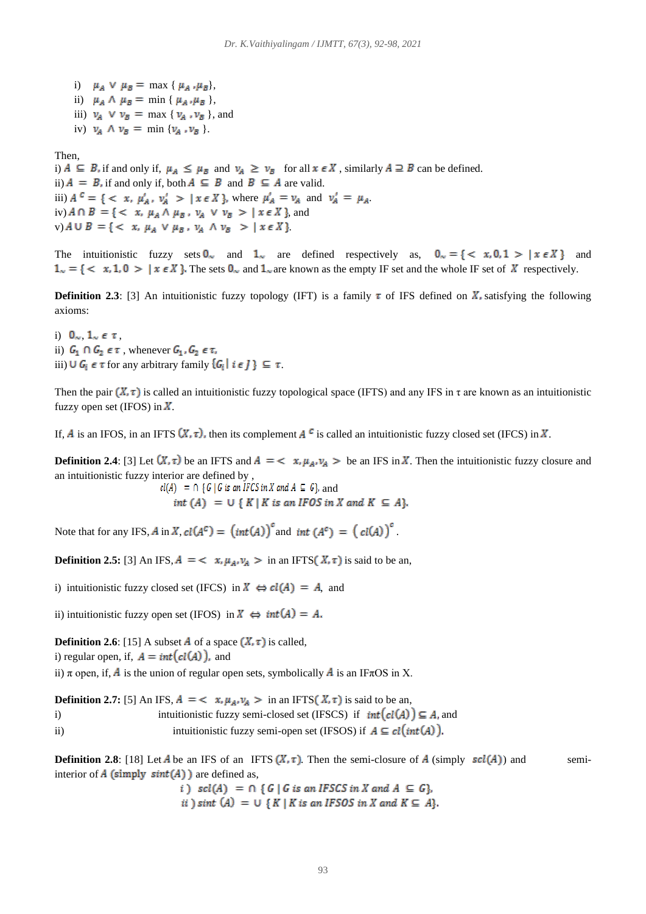i) $\mu_A \vee \mu_B = \max\{\mu_A, \mu_B\}$,

ii) $\mu_A \wedge \mu_B = \min\{\mu_A, \mu_B\}$,

iii) $\nu_A \vee \nu_B = \max\{\nu_A, \nu_B\}$, and

iv) $\nu_A \wedge \nu_B = \min\{\nu_A, \nu_B\}$.

Then,

i) $A \subseteq B$, if and only if, $\mu_A \leq \mu_B$ and $\nu_A \geq \nu_B$ for all $x \in X$, similarly $A \supseteq B$ can be defined.

ii) $A = B$, if and only if, both $A \subseteq B$ and $B \subseteq A$ are valid.

iii) $A^C = \{< x, \mu'_A, \nu'_A > | x \in X\}$, where $\mu'_A = \nu_A$ and $\nu'_A = \mu_A$.

iv) $A \cap B = \{< x, \mu_A \wedge \mu_B, \nu_A \vee \nu_B > | x \in X\}$, and

v) $A \cup B = \{< x, \mu_A \vee \mu_B, \nu_A \wedge \nu_B > | x \in X\}$.

The intuitionistic fuzzy sets $0_\sim$ and $1_\sim$ are defined respectively as, $0_\sim = \{< x, 0, 1 > | x \in X\}$ and $1_\sim = \{< x, 1, 0 > | x \in X\}$. The sets $0_\sim$ and $1_\sim$ are known as the empty IF set and the whole IF set of $X$ respectively.

**Definition 2.3**: [3] An intuitionistic fuzzy topology (IFT) is a family $\tau$ of IFS defined on $X$, satisfying the following axioms:

i) $0_\sim, 1_\sim \in \tau$,

ii) $G_1 \cap G_2 \in \tau$, whenever $G_1, G_2 \in \tau$,

iii) $\cup G_i \in \tau$ for any arbitrary family $\{G_i | i \in J\} \subseteq \tau$.

Then the pair $(X, \tau)$ is called an intuitionistic fuzzy topological space (IFTS) and any IFS in τ are known as an intuitionistic fuzzy open set (IFOS) in $X$.

If, $A$ is an IFOS, in an IFTS $(X, \tau)$, then its complement $A^C$ is called an intuitionistic fuzzy closed set (IFCS) in $X$.

**Definition 2.4**: [3] Let $(X, \tau)$ be an IFTS and $A = < x, \mu_A, \nu_A >$ be an IFS in $X$. Then the intuitionistic fuzzy closure and an intuitionistic fuzzy interior are defined by ,

$$cl(A) = \cap\{G \mid G \text{ is an IFCS in } X \text{ and } A \subseteq G\}, \text{ and}$$

$$int(A) = \cup\{K \mid K \text{ is an IFOS in } X \text{ and } K \subseteq A\}.$$

Note that for any IFS, $A$ in $X$, $cl(A^C) = (int(A))^c$ and $int(A^c) = (cl(A))^c$.

**Definition 2.5:** [3] An IFS, $A = < x, \mu_A, \nu_A >$ in an IFTS$(X, \tau)$ is said to be an,

i) intuitionistic fuzzy closed set (IFCS) in $X \Leftrightarrow cl(A) = A$, and

ii) intuitionistic fuzzy open set (IFOS) in $X \Leftrightarrow int(A) = A$.

**Definition 2.6**: [15] A subset $A$ of a space $(X, \tau)$ is called,

i) regular open, if, $A = int(cl(A))$, and

ii) π open, if, $A$ is the union of regular open sets, symbolically $A$ is an IFπOS in X.

**Definition 2.7:** [5] An IFS, $A = < x, \mu_A, \nu_A >$ in an IFTS$(X, \tau)$ is said to be an,

i) intuitionistic fuzzy semi-closed set (IFSCS) if $int(cl(A)) \subseteq A$, and

ii) intuitionistic fuzzy semi-open set (IFSOS) if $A \subseteq cl(int(A))$.

**Definition 2.8**: [18] Let $A$ be an IFS of an IFTS $(X, \tau)$. Then the semi-closure of $A$ (simply $scl(A)$) and semi-interior of $A$ (simply $sint(A)$) are defined as,

$$i)\ scl(A) = \cap\{G \mid G \text{ is an IFSCS in } X \text{ and } A \subseteq G\},$$

$$ii)\ sint(A) = \cup\{K \mid K \text{ is an IFSOS in } X \text{ and } K \subseteq A\}.$$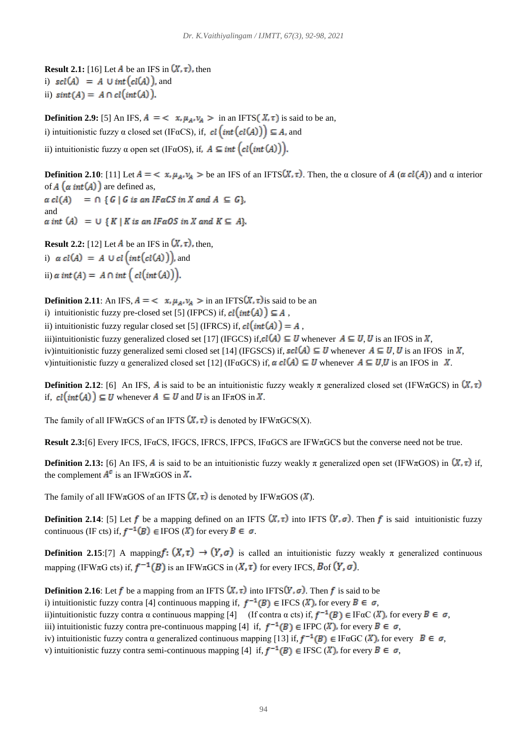**Result 2.1:** [16] Let $A$ be an IFS in $(X, \tau)$, then

i) $scl(A) = A \cup int(cl(A))$, and

ii) $sint(A) = A \cap cl(int(A))$.

**Definition 2.9:** [5] An IFS, $A = < x, \mu_A, \nu_A >$ in an IFTS$(X, \tau)$ is said to be an,

i) intuitionistic fuzzy α closed set (IFαCS), if, $cl(int(cl(A))) \subseteq A$, and

ii) intuitionistic fuzzy α open set (IFαOS), if, $A \subseteq int(cl(int(A)))$.

**Definition 2.10**: [11] Let $A = < x, \mu_A, \nu_A >$ be an IFS of an IFTS$(X, \tau)$. Then, the α closure of $A$ ($\alpha\, cl(A)$) and α interior of $A$ ($\alpha\, int(A)$) are defined as,

$\alpha\, cl(A) = \cap \{ G \mid G \text{ is an IF}\alpha CS \text{ in } X \text{ and } A \subseteq G\}$,

and

$\alpha\, int\,(A) = \cup \{ K \mid K \text{ is an IF}\alpha OS \text{ in } X \text{ and } K \subseteq A\}$.

**Result 2.2:** [12] Let $A$ be an IFS in $(X, \tau)$, then,

i) $\alpha\, cl(A) = A \cup cl(int(cl(A)))$, and

ii) $\alpha\, int\,(A) = A \cap int\,(cl(int\,(A)))$.

**Definition 2.11**: An IFS, $A = < x, \mu_A, \nu_A >$ in an IFTS$(X, \tau)$is said to be an

i) intuitionistic fuzzy pre-closed set [5] (IFPCS) if, $cl(int(A)) \subseteq A$ ,

ii) intuitionistic fuzzy regular closed set [5] (IFRCS) if, $cl(int(A)) = A$ ,

iii)intuitionistic fuzzy generalized closed set [17] (IFGCS) if,$cl(A) \subseteq U$ whenever $A \subseteq U$, $U$ is an IFOS in $X$,

iv)intuitionistic fuzzy generalized semi closed set [14] (IFGSCS) if, $scl(A) \subseteq U$ whenever $A \subseteq U$, $U$ is an IFOS in $X$,

v)intuitionistic fuzzy α generalized closed set [12] (IFαGCS) if, $\alpha\, cl(A) \subseteq U$ whenever $A \subseteq U$,$U$ is an IFOS in $X$.

**Definition 2.12**: [6] An IFS, $A$ is said to be an intuitionistic fuzzy weakly π generalized closed set (IFWπGCS) in $(X, \tau)$ if, $cl(int(A)) \subseteq U$ whenever $A \subseteq U$ and $U$ is an IFπOS in $X$.

The family of all IFWπGCS of an IFTS $(X, \tau)$ is denoted by IFWπGCS(X).

**Result 2.3:**[6] Every IFCS, IFαCS, IFGCS, IFRCS, IFPCS, IFαGCS are IFWπGCS but the converse need not be true.

**Definition 2.13:** [6] An IFS, $A$ is said to be an intuitionistic fuzzy weakly π generalized open set (IFWπGOS) in $(X, \tau)$ if, the complement $A^c$ is an IFWπGOS in $X$.

The family of all IFWπGOS of an IFTS $(X, \tau)$ is denoted by IFWπGOS ($X$).

**Definition 2.14**: [5] Let $f$ be a mapping defined on an IFTS $(X, \tau)$ into IFTS $(Y, \sigma)$. Then $f$ is said intuitionistic fuzzy continuous (IF cts) if, $f^{-1}(B) \in$ IFOS ($X$) for every $B \in \sigma$.

**Definition 2.15**:[7] A mapping$f: (X, \tau) \rightarrow (Y, \sigma)$ is called an intuitionistic fuzzy weakly π generalized continuous mapping (IFWπG cts) if, $f^{-1}(B)$ is an IFWπGCS in $(X, \tau)$ for every IFCS, $B$of $(Y, \sigma)$.

**Definition 2.16**: Let $f$ be a mapping from an IFTS $(X, \tau)$ into IFTS$(Y, \sigma)$. Then $f$ is said to be

i) intuitionistic fuzzy contra [4] continuous mapping if, $f^{-1}(B) \in$ IFCS ($X$), for every $B \in \sigma$,

ii)intuitionistic fuzzy contra α continuous mapping [4] (If contra α cts) if, $f^{-1}(B) \in$ IFαC ($X$), for every $B \in \sigma$,

iii) intuitionistic fuzzy contra pre-continuous mapping [4] if, $f^{-1}(B) \in$ IFPC ($X$), for every $B \in \sigma$,

iv) intuitionistic fuzzy contra α generalized continuous mapping [13] if, $f^{-1}(B) \in$ IFαGC ($X$), for every $B \in \sigma$,

v) intuitionistic fuzzy contra semi-continuous mapping [4] if, $f^{-1}(B) \in$ IFSC ($X$), for every $B \in \sigma$,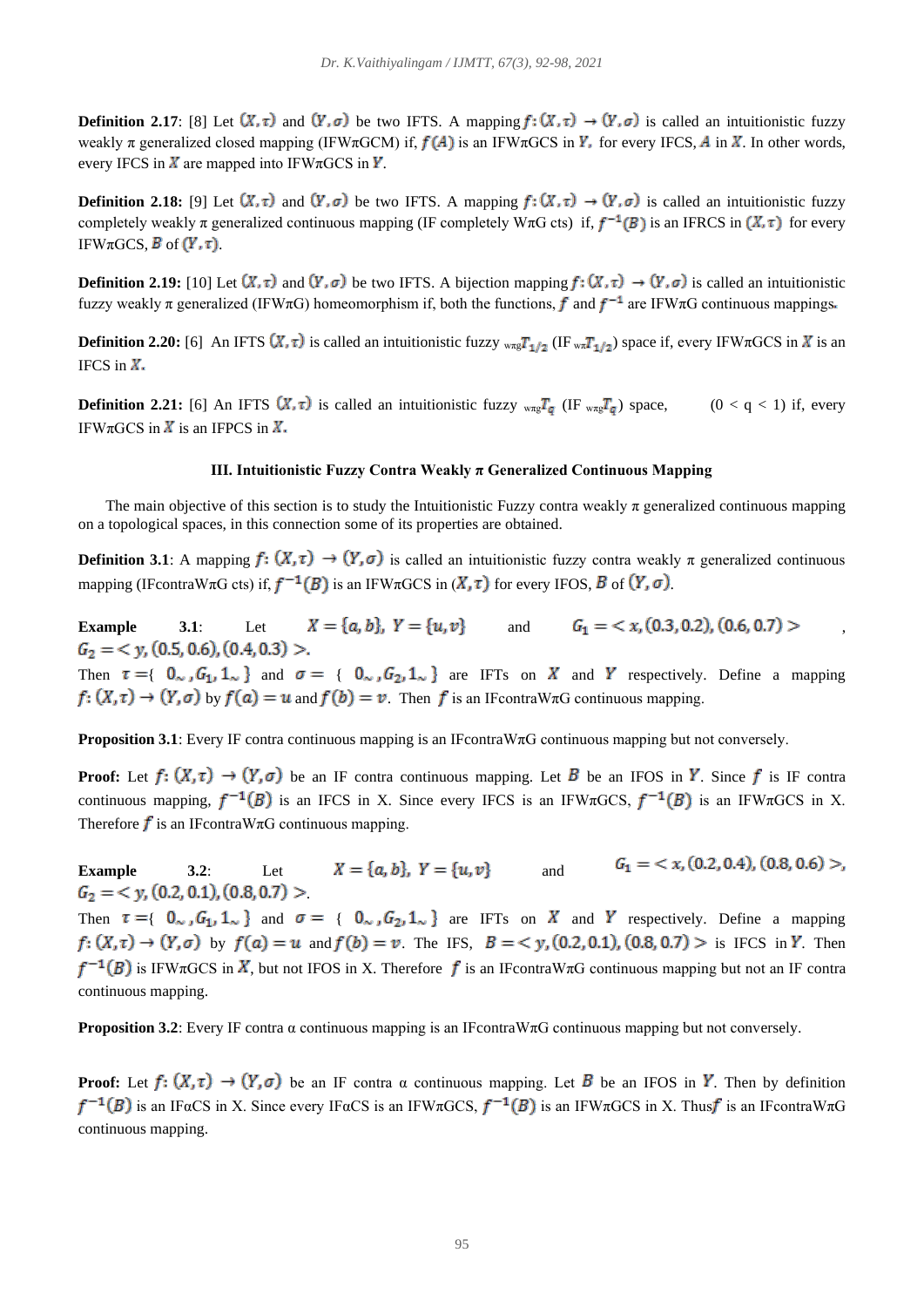**Definition 2.17**: [8] Let $(X,\tau)$ and $(Y,\sigma)$ be two IFTS. A mapping $f:(X,\tau) \rightarrow (Y,\sigma)$ is called an intuitionistic fuzzy weakly π generalized closed mapping (IFWπGCM) if, $f(A)$ is an IFWπGCS in $Y$, for every IFCS, $A$ in $X$. In other words, every IFCS in $X$ are mapped into IFWπGCS in $Y$.

**Definition 2.18:** [9] Let $(X,\tau)$ and $(Y,\sigma)$ be two IFTS. A mapping $f:(X,\tau) \rightarrow (Y,\sigma)$ is called an intuitionistic fuzzy completely weakly π generalized continuous mapping (IF completely WπG cts) if, $f^{-1}(B)$ is an IFRCS in $(X,\tau)$ for every IFWπGCS, $B$ of $(Y,\tau)$.

**Definition 2.19:** [10] Let $(X,\tau)$ and $(Y,\sigma)$ be two IFTS. A bijection mapping $f:(X,\tau) \rightarrow (Y,\sigma)$ is called an intuitionistic fuzzy weakly π generalized (IFWπG) homeomorphism if, both the functions, $f$ and $f^{-1}$ are IFWπG continuous mappings.

**Definition 2.20:** [6] An IFTS $(X,\tau)$ is called an intuitionistic fuzzy ${}_{w\pi g}T_{1/2}$ (IF ${}_{w\pi}T_{1/2}$) space if, every IFWπGCS in $X$ is an IFCS in $X$.

**Definition 2.21:** [6] An IFTS $(X,\tau)$ is called an intuitionistic fuzzy ${}_{w\pi g}T_q$ (IF ${}_{w\pi g}T_q$) space, $(0 < q < 1)$ if, every IFWπGCS in $X$ is an IFPCS in $X$.

## III. Intuitionistic Fuzzy Contra Weakly π Generalized Continuous Mapping

The main objective of this section is to study the Intuitionistic Fuzzy contra weakly π generalized continuous mapping on a topological spaces, in this connection some of its properties are obtained.

**Definition 3.1**: A mapping $f:(X,\tau) \rightarrow (Y,\sigma)$ is called an intuitionistic fuzzy contra weakly π generalized continuous mapping (IFcontraWπG cts) if, $f^{-1}(B)$ is an IFWπGCS in $(X,\tau)$ for every IFOS, $B$ of $(Y,\sigma)$.

**Example 3.1**: Let $X = \{a,b\}$, $Y = \{u,v\}$ and $G_1 = < x, (0.3, 0.2), (0.6, 0.7) >$, $G_2 = < y, (0.5, 0.6), (0.4, 0.3) >$.
Then $\tau = \{ 0_\sim, G_1, 1_\sim \}$ and $\sigma = \{ 0_\sim, G_2, 1_\sim \}$ are IFTs on $X$ and $Y$ respectively. Define a mapping $f:(X,\tau) \rightarrow (Y,\sigma)$ by $f(a) = u$ and $f(b) = v$. Then $f$ is an IFcontraWπG continuous mapping.

**Proposition 3.1**: Every IF contra continuous mapping is an IFcontraWπG continuous mapping but not conversely.

**Proof:** Let $f:(X,\tau) \rightarrow (Y,\sigma)$ be an IF contra continuous mapping. Let $B$ be an IFOS in $Y$. Since $f$ is IF contra continuous mapping, $f^{-1}(B)$ is an IFCS in X. Since every IFCS is an IFWπGCS, $f^{-1}(B)$ is an IFWπGCS in X. Therefore $f$ is an IFcontraWπG continuous mapping.

**Example 3.2**: Let $X = \{a,b\}$, $Y = \{u,v\}$ and $G_1 = < x, (0.2, 0.4), (0.8, 0.6) >$, $G_2 = < y, (0.2, 0.1), (0.8, 0.7) >$.
Then $\tau = \{ 0_\sim, G_1, 1_\sim \}$ and $\sigma = \{ 0_\sim, G_2, 1_\sim \}$ are IFTs on $X$ and $Y$ respectively. Define a mapping $f:(X,\tau) \rightarrow (Y,\sigma)$ by $f(a) = u$ and $f(b) = v$. The IFS, $B = < y, (0.2, 0.1), (0.8, 0.7) >$ is IFCS in $Y$. Then $f^{-1}(B)$ is IFWπGCS in $X$, but not IFOS in X. Therefore $f$ is an IFcontraWπG continuous mapping but not an IF contra continuous mapping.

**Proposition 3.2**: Every IF contra α continuous mapping is an IFcontraWπG continuous mapping but not conversely.

**Proof:** Let $f:(X,\tau) \rightarrow (Y,\sigma)$ be an IF contra α continuous mapping. Let $B$ be an IFOS in $Y$. Then by definition $f^{-1}(B)$ is an IFαCS in X. Since every IFαCS is an IFWπGCS, $f^{-1}(B)$ is an IFWπGCS in X. Thus $f$ is an IFcontraWπG continuous mapping.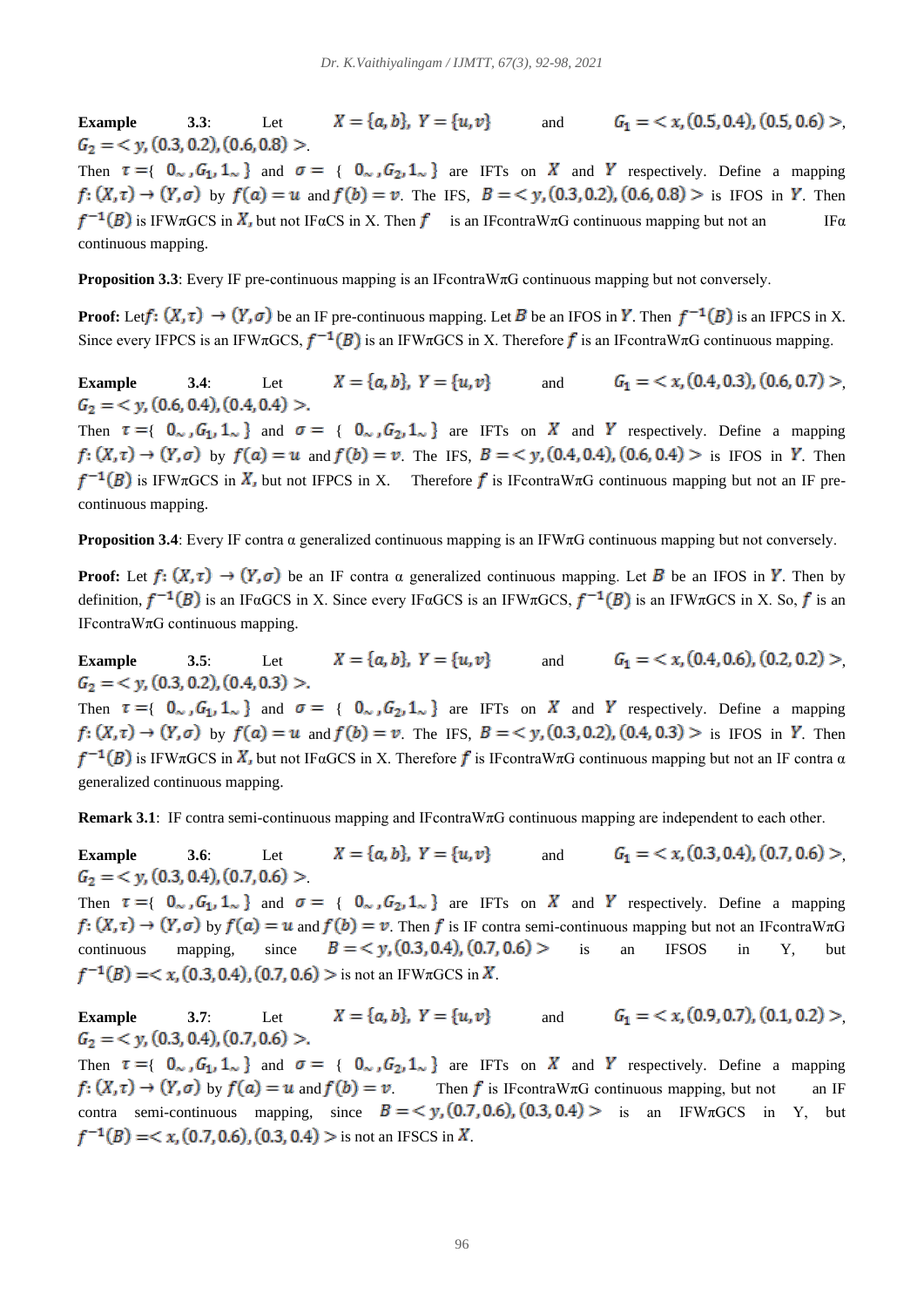**Example 3.3**: Let $X = \{a, b\}$, $Y = \{u, v\}$ and $G_1 = < x, (0.5, 0.4), (0.5, 0.6) >$, $G_2 = < y, (0.3, 0.2), (0.6, 0.8) >$.
Then $\tau = \{ 0_\sim, G_1, 1_\sim \}$ and $\sigma = \{ 0_\sim, G_2, 1_\sim \}$ are IFTs on $X$ and $Y$ respectively. Define a mapping $f: (X, \tau) \to (Y, \sigma)$ by $f(a) = u$ and $f(b) = v$. The IFS, $B = < y, (0.3, 0.2), (0.6, 0.8) >$ is IFOS in $Y$. Then $f^{-1}(B)$ is IFWπGCS in $X$, but not IFαCS in X. Then $f$ is an IFcontraWπG continuous mapping but not an IFα continuous mapping.

**Proposition 3.3**: Every IF pre-continuous mapping is an IFcontraWπG continuous mapping but not conversely.

**Proof:** Let $f: (X, \tau) \to (Y, \sigma)$ be an IF pre-continuous mapping. Let $B$ be an IFOS in $Y$. Then $f^{-1}(B)$ is an IFPCS in X. Since every IFPCS is an IFWπGCS, $f^{-1}(B)$ is an IFWπGCS in X. Therefore $f$ is an IFcontraWπG continuous mapping.

**Example 3.4**: Let $X = \{a, b\}$, $Y = \{u, v\}$ and $G_1 = < x, (0.4, 0.3), (0.6, 0.7) >$, $G_2 = < y, (0.6, 0.4), (0.4, 0.4) >$.
Then $\tau = \{ 0_\sim, G_1, 1_\sim \}$ and $\sigma = \{ 0_\sim, G_2, 1_\sim \}$ are IFTs on $X$ and $Y$ respectively. Define a mapping $f: (X, \tau) \to (Y, \sigma)$ by $f(a) = u$ and $f(b) = v$. The IFS, $B = < y, (0.4, 0.4), (0.6, 0.4) >$ is IFOS in $Y$. Then $f^{-1}(B)$ is IFWπGCS in $X$, but not IFPCS in X. Therefore $f$ is IFcontraWπG continuous mapping but not an IF pre-continuous mapping.

**Proposition 3.4**: Every IF contra α generalized continuous mapping is an IFWπG continuous mapping but not conversely.

**Proof:** Let $f: (X, \tau) \to (Y, \sigma)$ be an IF contra α generalized continuous mapping. Let $B$ be an IFOS in $Y$. Then by definition, $f^{-1}(B)$ is an IFαGCS in X. Since every IFαGCS is an IFWπGCS, $f^{-1}(B)$ is an IFWπGCS in X. So, $f$ is an IFcontraWπG continuous mapping.

**Example 3.5**: Let $X = \{a, b\}$, $Y = \{u, v\}$ and $G_1 = < x, (0.4, 0.6), (0.2, 0.2) >$, $G_2 = < y, (0.3, 0.2), (0.4, 0.3) >$.
Then $\tau = \{ 0_\sim, G_1, 1_\sim \}$ and $\sigma = \{ 0_\sim, G_2, 1_\sim \}$ are IFTs on $X$ and $Y$ respectively. Define a mapping $f: (X, \tau) \to (Y, \sigma)$ by $f(a) = u$ and $f(b) = v$. The IFS, $B = < y, (0.3, 0.2), (0.4, 0.3) >$ is IFOS in $Y$. Then $f^{-1}(B)$ is IFWπGCS in $X$, but not IFαGCS in X. Therefore $f$ is IFcontraWπG continuous mapping but not an IF contra α generalized continuous mapping.

**Remark 3.1**: IF contra semi-continuous mapping and IFcontraWπG continuous mapping are independent to each other.

**Example 3.6**: Let $X = \{a, b\}$, $Y = \{u, v\}$ and $G_1 = < x, (0.3, 0.4), (0.7, 0.6) >$, $G_2 = < y, (0.3, 0.4), (0.7, 0.6) >$.
Then $\tau = \{ 0_\sim, G_1, 1_\sim \}$ and $\sigma = \{ 0_\sim, G_2, 1_\sim \}$ are IFTs on $X$ and $Y$ respectively. Define a mapping $f: (X, \tau) \to (Y, \sigma)$ by $f(a) = u$ and $f(b) = v$. Then $f$ is IF contra semi-continuous mapping but not an IFcontraWπG continuous mapping, since $B = < y, (0.3, 0.4), (0.7, 0.6) >$ is an IFSOS in Y, but $f^{-1}(B) = < x, (0.3, 0.4), (0.7, 0.6) >$ is not an IFWπGCS in $X$.

**Example 3.7**: Let $X = \{a, b\}$, $Y = \{u, v\}$ and $G_1 = < x, (0.9, 0.7), (0.1, 0.2) >$, $G_2 = < y, (0.3, 0.4), (0.7, 0.6) >$.
Then $\tau = \{ 0_\sim, G_1, 1_\sim \}$ and $\sigma = \{ 0_\sim, G_2, 1_\sim \}$ are IFTs on $X$ and $Y$ respectively. Define a mapping $f: (X, \tau) \to (Y, \sigma)$ by $f(a) = u$ and $f(b) = v$. Then $f$ is IFcontraWπG continuous mapping, but not an IF contra semi-continuous mapping, since $B = < y, (0.7, 0.6), (0.3, 0.4) >$ is an IFWπGCS in Y, but $f^{-1}(B) = < x, (0.7, 0.6), (0.3, 0.4) >$ is not an IFSCS in $X$.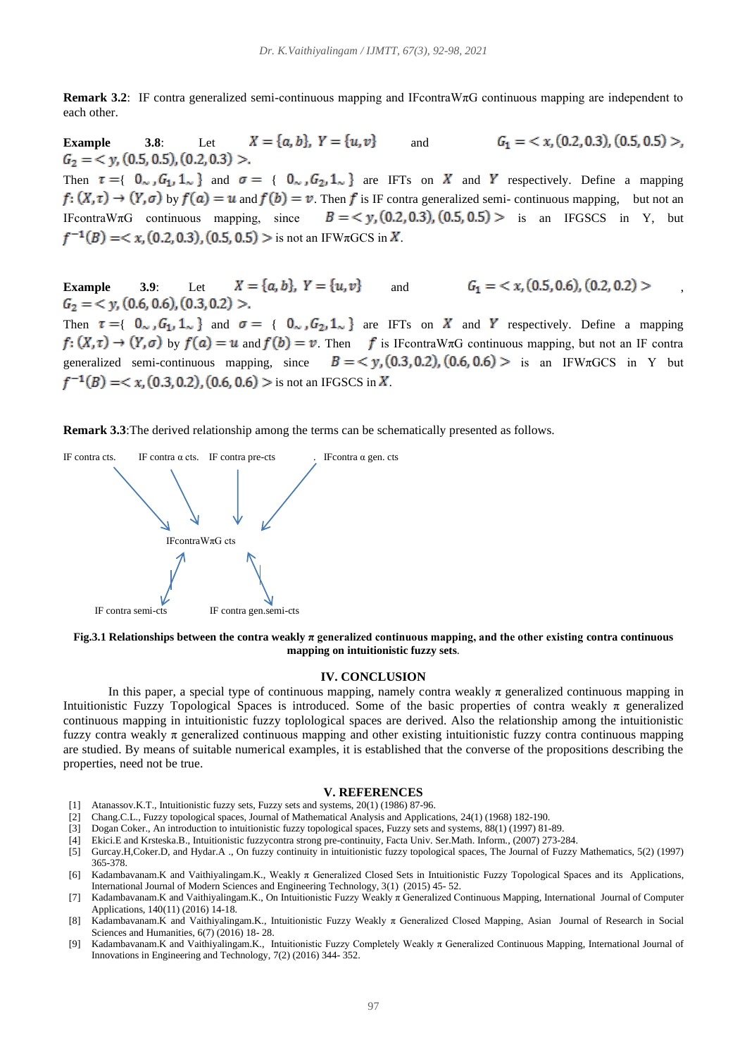**Remark 3.2**: IF contra generalized semi-continuous mapping and IFcontraWπG continuous mapping are independent to each other.

**Example 3.8**: Let $X = \{a, b\}$, $Y = \{u, v\}$ and $G_1 = < x, (0.2, 0.3), (0.5, 0.5) >$, $G_2 = < y, (0.5, 0.5), (0.2, 0.3) >$.
Then $\tau = \{ 0_\sim, G_1, 1_\sim \}$ and $\sigma = \{ 0_\sim, G_2, 1_\sim \}$ are IFTs on $X$ and $Y$ respectively. Define a mapping $f: (X, \tau) \to (Y, \sigma)$ by $f(a) = u$ and $f(b) = v$. Then $f$ is IF contra generalized semi- continuous mapping, but not an IFcontraWπG continuous mapping, since $B = < y, (0.2, 0.3), (0.5, 0.5) >$ is an IFGSCS in Y, but $f^{-1}(B) = < x, (0.2, 0.3), (0.5, 0.5) >$ is not an IFWπGCS in $X$.

**Example 3.9**: Let $X = \{a, b\}$, $Y = \{u, v\}$ and $G_1 = < x, (0.5, 0.6), (0.2, 0.2) >$, $G_2 = < y, (0.6, 0.6), (0.3, 0.2) >$.
Then $\tau = \{ 0_\sim, G_1, 1_\sim \}$ and $\sigma = \{ 0_\sim, G_2, 1_\sim \}$ are IFTs on $X$ and $Y$ respectively. Define a mapping $f: (X, \tau) \to (Y, \sigma)$ by $f(a) = u$ and $f(b) = v$. Then $f$ is IFcontraWπG continuous mapping, but not an IF contra generalized semi-continuous mapping, since $B = < y, (0.3, 0.2), (0.6, 0.6) >$ is an IFWπGCS in Y but $f^{-1}(B) = < x, (0.3, 0.2), (0.6, 0.6) >$ is not an IFGSCS in $X$.

**Remark 3.3**:The derived relationship among the terms can be schematically presented as follows.

IF contra cts. → IFcontraWπG cts
IF contra α cts. → IFcontraWπG cts
IF contra pre-cts → IFcontraWπG cts
IFcontra α gen. cts → IFcontraWπG cts
IF contra semi-cts ↮ IFcontraWπG cts
IF contra gen.semi-cts ↮ IFcontraWπG cts

**Fig.3.1 Relationships between the contra weakly π generalized continuous mapping, and the other existing contra continuous mapping on intuitionistic fuzzy sets**.

## IV. CONCLUSION

In this paper, a special type of continuous mapping, namely contra weakly π generalized continuous mapping in Intuitionistic Fuzzy Topological Spaces is introduced. Some of the basic properties of contra weakly π generalized continuous mapping in intuitionistic fuzzy toplological spaces are derived. Also the relationship among the intuitionistic fuzzy contra weakly π generalized continuous mapping and other existing intuitionistic fuzzy contra continuous mapping are studied. By means of suitable numerical examples, it is established that the converse of the propositions describing the properties, need not be true.

## V. REFERENCES

[1] Atanassov.K.T., Intuitionistic fuzzy sets, Fuzzy sets and systems, 20(1) (1986) 87-96.
[2] Chang.C.L., Fuzzy topological spaces, Journal of Mathematical Analysis and Applications, 24(1) (1968) 182-190.
[3] Dogan Coker., An introduction to intuitionistic fuzzy topological spaces, Fuzzy sets and systems, 88(1) (1997) 81-89.
[4] Ekici.E and Krsteska.B., Intuitionistic fuzzycontra strong pre-continuity, Facta Univ. Ser.Math. Inform., (2007) 273-284.
[5] Gurcay.H,Coker.D, and Hydar.A ., On fuzzy continuity in intuitionistic fuzzy topological spaces, The Journal of Fuzzy Mathematics, 5(2) (1997) 365-378.
[6] Kadambavanam.K and Vaithiyalingam.K., Weakly π Generalized Closed Sets in Intuitionistic Fuzzy Topological Spaces and its Applications, International Journal of Modern Sciences and Engineering Technology, 3(1) (2015) 45- 52.
[7] Kadambavanam.K and Vaithiyalingam.K., On Intuitionistic Fuzzy Weakly π Generalized Continuous Mapping, International Journal of Computer Applications, 140(11) (2016) 14-18.
[8] Kadambavanam.K and Vaithiyalingam.K., Intuitionistic Fuzzy Weakly π Generalized Closed Mapping, Asian Journal of Research in Social Sciences and Humanities, 6(7) (2016) 18- 28.
[9] Kadambavanam.K and Vaithiyalingam.K., Intuitionistic Fuzzy Completely Weakly π Generalized Continuous Mapping, International Journal of Innovations in Engineering and Technology, 7(2) (2016) 344- 352.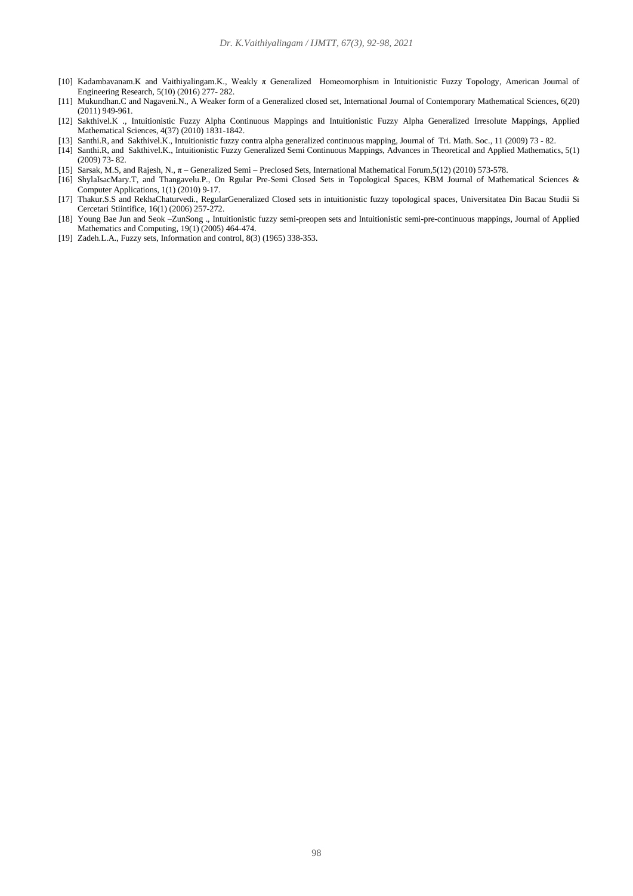[10] Kadambavanam.K and Vaithiyalingam.K., Weakly π Generalized Homeomorphism in Intuitionistic Fuzzy Topology, American Journal of Engineering Research, 5(10) (2016) 277- 282.

[11] Mukundhan.C and Nagaveni.N., A Weaker form of a Generalized closed set, International Journal of Contemporary Mathematical Sciences, 6(20) (2011) 949-961.

[12] Sakthivel.K ., Intuitionistic Fuzzy Alpha Continuous Mappings and Intuitionistic Fuzzy Alpha Generalized Irresolute Mappings, Applied Mathematical Sciences, 4(37) (2010) 1831-1842.

[13] Santhi.R, and Sakthivel.K., Intuitionistic fuzzy contra alpha generalized continuous mapping, Journal of Tri. Math. Soc., 11 (2009) 73 - 82.

[14] Santhi.R, and Sakthivel.K., Intuitionistic Fuzzy Generalized Semi Continuous Mappings, Advances in Theoretical and Applied Mathematics, 5(1) (2009) 73- 82.

[15] Sarsak, M.S, and Rajesh, N., π – Generalized Semi – Preclosed Sets, International Mathematical Forum,5(12) (2010) 573-578.

[16] ShylaIsacMary.T, and Thangavelu.P., On Rgular Pre-Semi Closed Sets in Topological Spaces, KBM Journal of Mathematical Sciences & Computer Applications, 1(1) (2010) 9-17.

[17] Thakur.S.S and RekhaChaturvedi., RegularGeneralized Closed sets in intuitionistic fuzzy topological spaces, Universitatea Din Bacau Studii Si Cercetari Stiintifice, 16(1) (2006) 257-272.

[18] Young Bae Jun and Seok –ZunSong ., Intuitionistic fuzzy semi-preopen sets and Intuitionistic semi-pre-continuous mappings, Journal of Applied Mathematics and Computing, 19(1) (2005) 464-474.

[19] Zadeh.L.A., Fuzzy sets, Information and control, 8(3) (1965) 338-353.